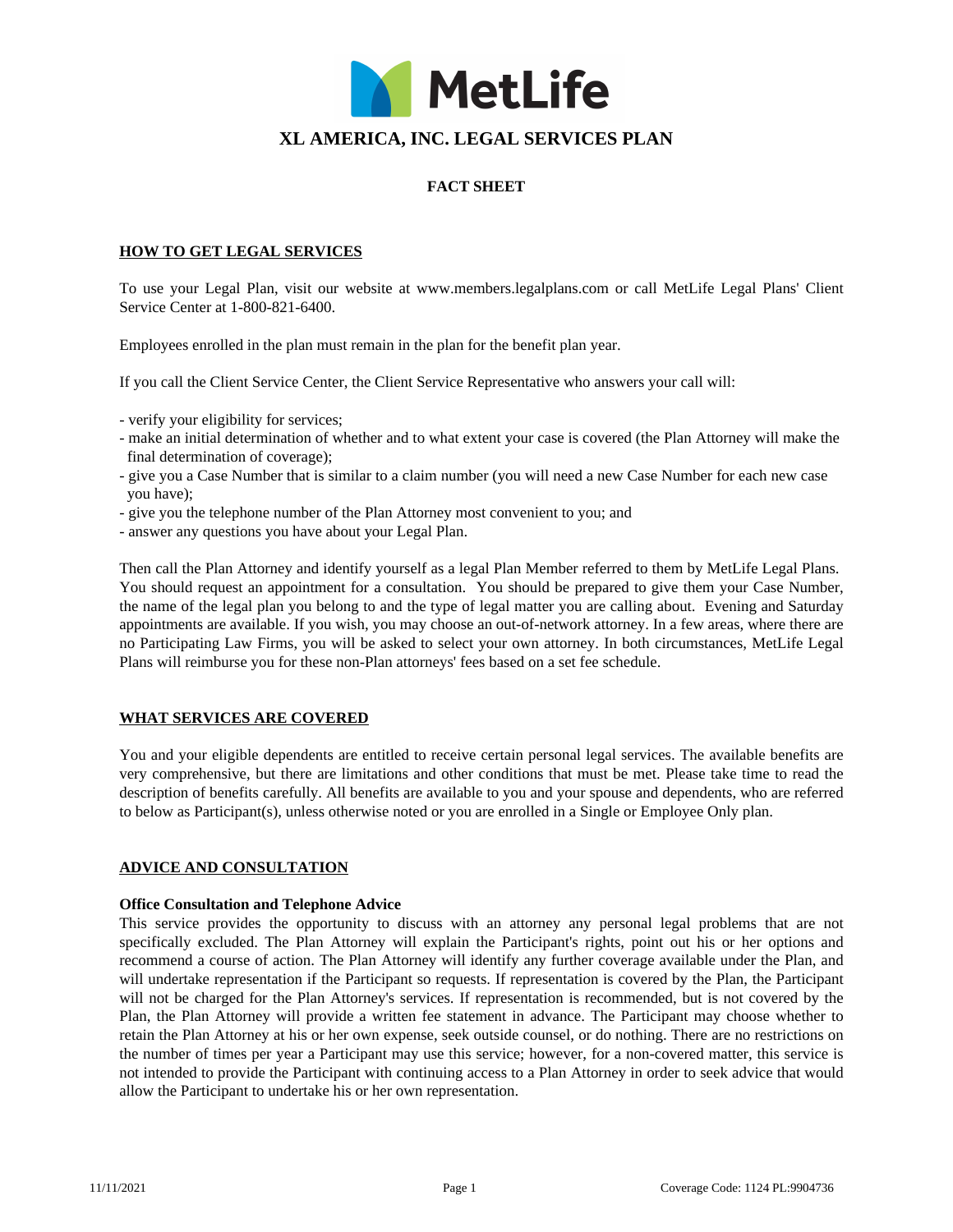MetLife

# XL AMERICA, INC. LEGAL SERVICES PLAN

## FACT SHEET

### HOW TO GET LEGAL SERVICES

To use your Legal Plan, visit our website at www.members.legalplans.com or call MetLife Legal Plans' Client Service Center at 1-800-821-6400.

Employees enrolled in the plan must remain in the plan for the benefit plan year.

If you call the Client Service Center, the Client Service Representative who answers your call will:

- verify your eligibility for services;
- make an initial determination of whether and to what extent your case is covered (the Plan Attorney will make the final determination of coverage);
- give you a Case Number that is similar to a claim number (you will need a new Case Number for each new case you have);
- give you the telephone number of the Plan Attorney most convenient to you; and
- answer any questions you have about your Legal Plan.

Then call the Plan Attorney and identify yourself as a legal Plan Member referred to them by MetLife Legal Plans. You should request an appointment for a consultation. You should be prepared to give them your Case Number, the name of the legal plan you belong to and the type of legal matter you are calling about. Evening and Saturday appointments are available. If you wish, you may choose an out-of-network attorney. In a few areas, where there are no Participating Law Firms, you will be asked to select your own attorney. In both circumstances, MetLife Legal Plans will reimburse you for these non-Plan attorneys' fees based on a set fee schedule.

### WHAT SERVICES ARE COVERED

You and your eligible dependents are entitled to receive certain personal legal services. The available benefits are very comprehensive, but there are limitations and other conditions that must be met. Please take time to read the description of benefits carefully. All benefits are available to you and your spouse and dependents, who are referred to below as Participant(s), unless otherwise noted or you are enrolled in a Single or Employee Only plan.

### ADVICE AND CONSULTATION

**Office Consultation and Telephone Advice**
This service provides the opportunity to discuss with an attorney any personal legal problems that are not specifically excluded. The Plan Attorney will explain the Participant's rights, point out his or her options and recommend a course of action. The Plan Attorney will identify any further coverage available under the Plan, and will undertake representation if the Participant so requests. If representation is covered by the Plan, the Participant will not be charged for the Plan Attorney's services. If representation is recommended, but is not covered by the Plan, the Plan Attorney will provide a written fee statement in advance. The Participant may choose whether to retain the Plan Attorney at his or her own expense, seek outside counsel, or do nothing. There are no restrictions on the number of times per year a Participant may use this service; however, for a non-covered matter, this service is not intended to provide the Participant with continuing access to a Plan Attorney in order to seek advice that would allow the Participant to undertake his or her own representation.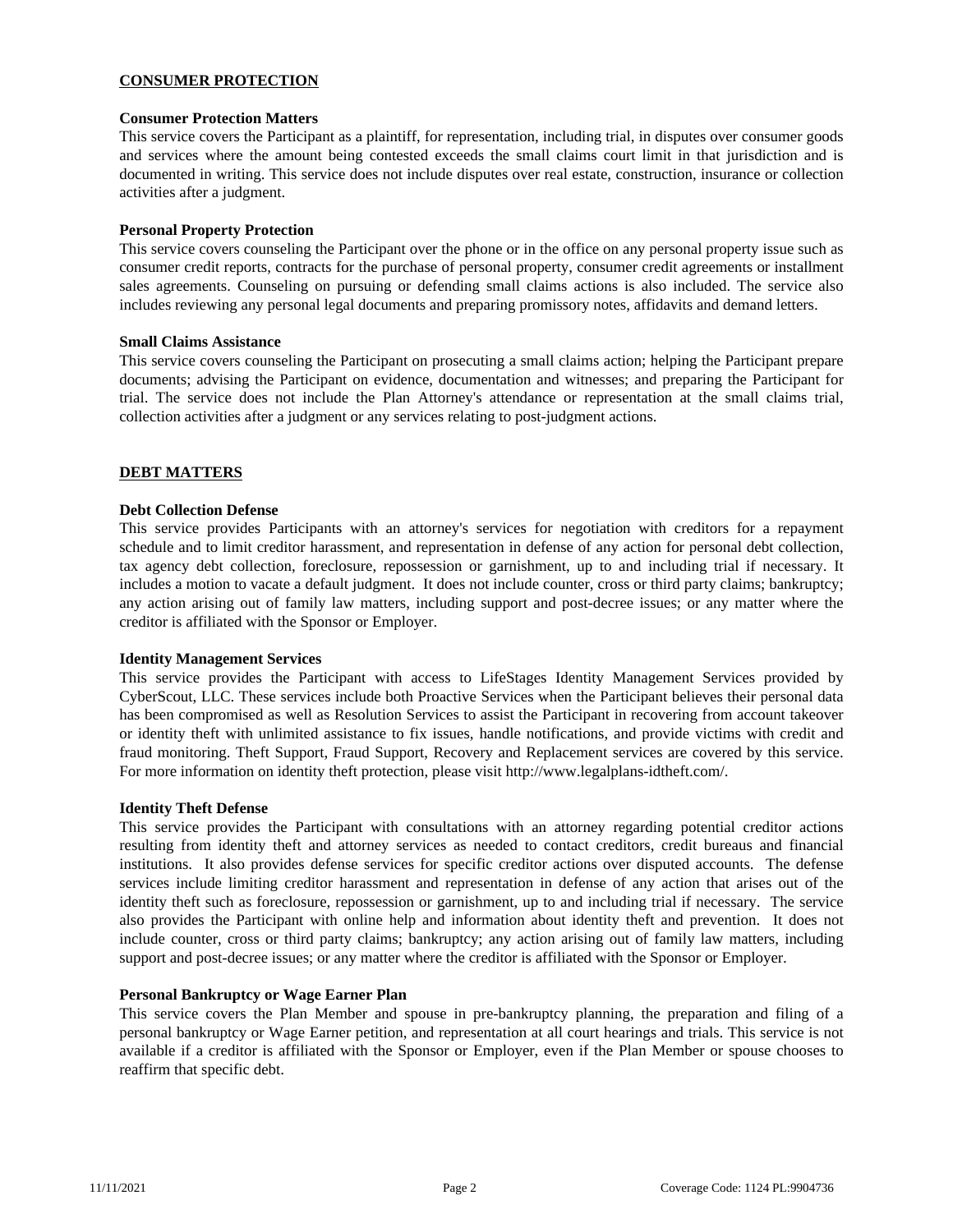## CONSUMER PROTECTION

### Consumer Protection Matters

This service covers the Participant as a plaintiff, for representation, including trial, in disputes over consumer goods and services where the amount being contested exceeds the small claims court limit in that jurisdiction and is documented in writing. This service does not include disputes over real estate, construction, insurance or collection activities after a judgment.

### Personal Property Protection

This service covers counseling the Participant over the phone or in the office on any personal property issue such as consumer credit reports, contracts for the purchase of personal property, consumer credit agreements or installment sales agreements. Counseling on pursuing or defending small claims actions is also included. The service also includes reviewing any personal legal documents and preparing promissory notes, affidavits and demand letters.

### Small Claims Assistance

This service covers counseling the Participant on prosecuting a small claims action; helping the Participant prepare documents; advising the Participant on evidence, documentation and witnesses; and preparing the Participant for trial. The service does not include the Plan Attorney's attendance or representation at the small claims trial, collection activities after a judgment or any services relating to post-judgment actions.

## DEBT MATTERS

### Debt Collection Defense

This service provides Participants with an attorney's services for negotiation with creditors for a repayment schedule and to limit creditor harassment, and representation in defense of any action for personal debt collection, tax agency debt collection, foreclosure, repossession or garnishment, up to and including trial if necessary. It includes a motion to vacate a default judgment. It does not include counter, cross or third party claims; bankruptcy; any action arising out of family law matters, including support and post-decree issues; or any matter where the creditor is affiliated with the Sponsor or Employer.

### Identity Management Services

This service provides the Participant with access to LifeStages Identity Management Services provided by CyberScout, LLC. These services include both Proactive Services when the Participant believes their personal data has been compromised as well as Resolution Services to assist the Participant in recovering from account takeover or identity theft with unlimited assistance to fix issues, handle notifications, and provide victims with credit and fraud monitoring. Theft Support, Fraud Support, Recovery and Replacement services are covered by this service. For more information on identity theft protection, please visit http://www.legalplans-idtheft.com/.

### Identity Theft Defense

This service provides the Participant with consultations with an attorney regarding potential creditor actions resulting from identity theft and attorney services as needed to contact creditors, credit bureaus and financial institutions. It also provides defense services for specific creditor actions over disputed accounts. The defense services include limiting creditor harassment and representation in defense of any action that arises out of the identity theft such as foreclosure, repossession or garnishment, up to and including trial if necessary. The service also provides the Participant with online help and information about identity theft and prevention. It does not include counter, cross or third party claims; bankruptcy; any action arising out of family law matters, including support and post-decree issues; or any matter where the creditor is affiliated with the Sponsor or Employer.

### Personal Bankruptcy or Wage Earner Plan

This service covers the Plan Member and spouse in pre-bankruptcy planning, the preparation and filing of a personal bankruptcy or Wage Earner petition, and representation at all court hearings and trials. This service is not available if a creditor is affiliated with the Sponsor or Employer, even if the Plan Member or spouse chooses to reaffirm that specific debt.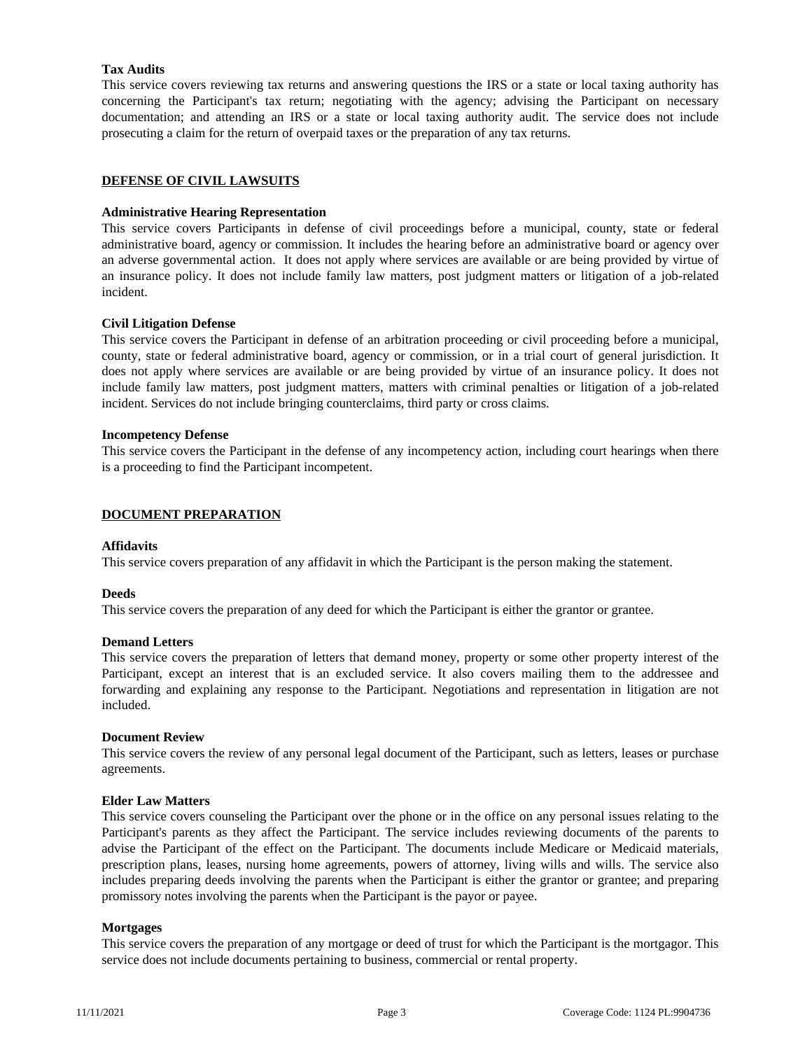**Tax Audits**

This service covers reviewing tax returns and answering questions the IRS or a state or local taxing authority has concerning the Participant's tax return; negotiating with the agency; advising the Participant on necessary documentation; and attending an IRS or a state or local taxing authority audit. The service does not include prosecuting a claim for the return of overpaid taxes or the preparation of any tax returns.

## DEFENSE OF CIVIL LAWSUITS

**Administrative Hearing Representation**

This service covers Participants in defense of civil proceedings before a municipal, county, state or federal administrative board, agency or commission. It includes the hearing before an administrative board or agency over an adverse governmental action. It does not apply where services are available or are being provided by virtue of an insurance policy. It does not include family law matters, post judgment matters or litigation of a job-related incident.

**Civil Litigation Defense**

This service covers the Participant in defense of an arbitration proceeding or civil proceeding before a municipal, county, state or federal administrative board, agency or commission, or in a trial court of general jurisdiction. It does not apply where services are available or are being provided by virtue of an insurance policy. It does not include family law matters, post judgment matters, matters with criminal penalties or litigation of a job-related incident. Services do not include bringing counterclaims, third party or cross claims.

**Incompetency Defense**

This service covers the Participant in the defense of any incompetency action, including court hearings when there is a proceeding to find the Participant incompetent.

## DOCUMENT PREPARATION

**Affidavits**

This service covers preparation of any affidavit in which the Participant is the person making the statement.

**Deeds**

This service covers the preparation of any deed for which the Participant is either the grantor or grantee.

**Demand Letters**

This service covers the preparation of letters that demand money, property or some other property interest of the Participant, except an interest that is an excluded service. It also covers mailing them to the addressee and forwarding and explaining any response to the Participant. Negotiations and representation in litigation are not included.

**Document Review**

This service covers the review of any personal legal document of the Participant, such as letters, leases or purchase agreements.

**Elder Law Matters**

This service covers counseling the Participant over the phone or in the office on any personal issues relating to the Participant's parents as they affect the Participant. The service includes reviewing documents of the parents to advise the Participant of the effect on the Participant. The documents include Medicare or Medicaid materials, prescription plans, leases, nursing home agreements, powers of attorney, living wills and wills. The service also includes preparing deeds involving the parents when the Participant is either the grantor or grantee; and preparing promissory notes involving the parents when the Participant is the payor or payee.

**Mortgages**

This service covers the preparation of any mortgage or deed of trust for which the Participant is the mortgagor. This service does not include documents pertaining to business, commercial or rental property.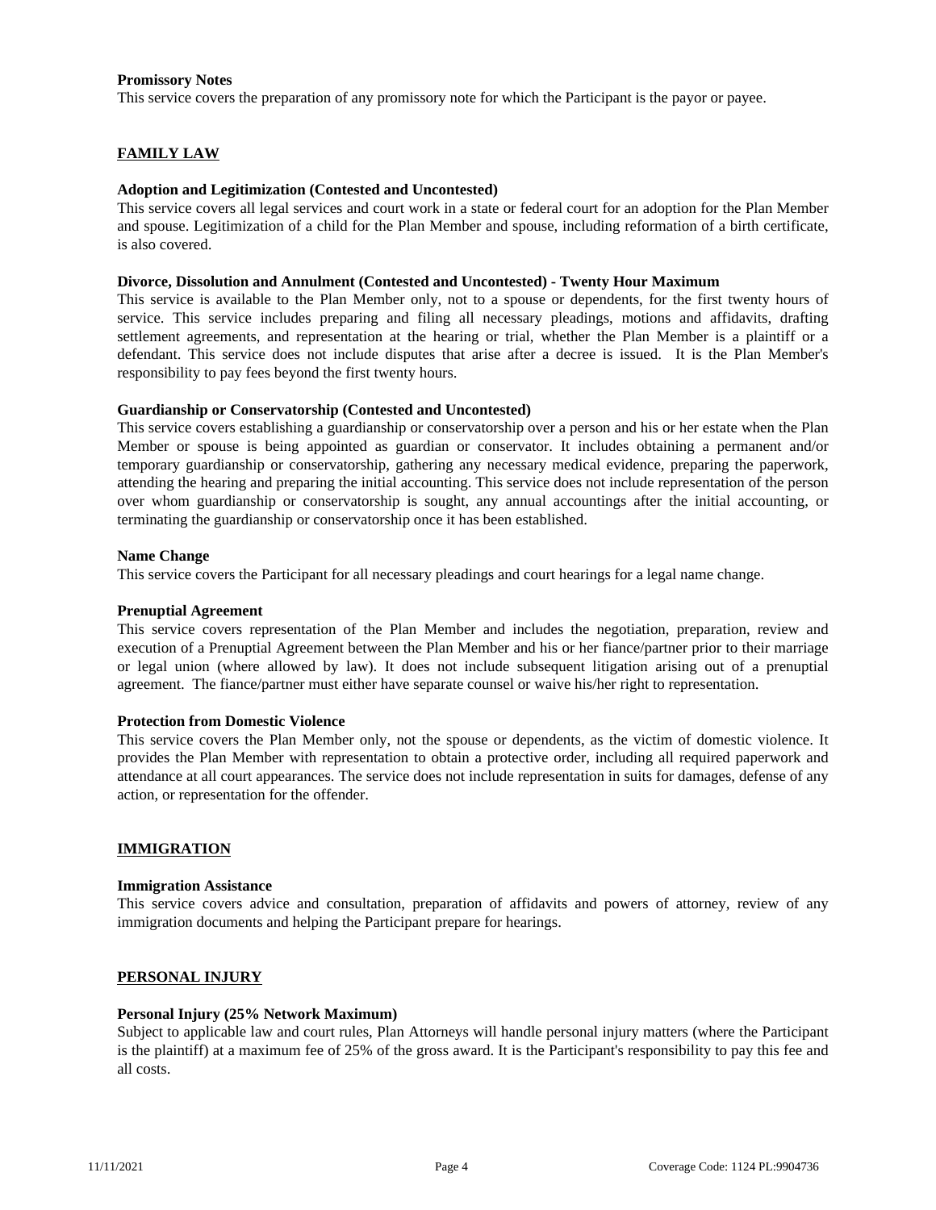**Promissory Notes**

This service covers the preparation of any promissory note for which the Participant is the payor or payee.

## FAMILY LAW

**Adoption and Legitimization (Contested and Uncontested)**

This service covers all legal services and court work in a state or federal court for an adoption for the Plan Member and spouse. Legitimization of a child for the Plan Member and spouse, including reformation of a birth certificate, is also covered.

**Divorce, Dissolution and Annulment (Contested and Uncontested) - Twenty Hour Maximum**

This service is available to the Plan Member only, not to a spouse or dependents, for the first twenty hours of service. This service includes preparing and filing all necessary pleadings, motions and affidavits, drafting settlement agreements, and representation at the hearing or trial, whether the Plan Member is a plaintiff or a defendant. This service does not include disputes that arise after a decree is issued. It is the Plan Member's responsibility to pay fees beyond the first twenty hours.

**Guardianship or Conservatorship (Contested and Uncontested)**

This service covers establishing a guardianship or conservatorship over a person and his or her estate when the Plan Member or spouse is being appointed as guardian or conservator. It includes obtaining a permanent and/or temporary guardianship or conservatorship, gathering any necessary medical evidence, preparing the paperwork, attending the hearing and preparing the initial accounting. This service does not include representation of the person over whom guardianship or conservatorship is sought, any annual accountings after the initial accounting, or terminating the guardianship or conservatorship once it has been established.

**Name Change**

This service covers the Participant for all necessary pleadings and court hearings for a legal name change.

**Prenuptial Agreement**

This service covers representation of the Plan Member and includes the negotiation, preparation, review and execution of a Prenuptial Agreement between the Plan Member and his or her fiance/partner prior to their marriage or legal union (where allowed by law). It does not include subsequent litigation arising out of a prenuptial agreement. The fiance/partner must either have separate counsel or waive his/her right to representation.

**Protection from Domestic Violence**

This service covers the Plan Member only, not the spouse or dependents, as the victim of domestic violence. It provides the Plan Member with representation to obtain a protective order, including all required paperwork and attendance at all court appearances. The service does not include representation in suits for damages, defense of any action, or representation for the offender.

## IMMIGRATION

**Immigration Assistance**

This service covers advice and consultation, preparation of affidavits and powers of attorney, review of any immigration documents and helping the Participant prepare for hearings.

## PERSONAL INJURY

**Personal Injury (25% Network Maximum)**

Subject to applicable law and court rules, Plan Attorneys will handle personal injury matters (where the Participant is the plaintiff) at a maximum fee of 25% of the gross award. It is the Participant's responsibility to pay this fee and all costs.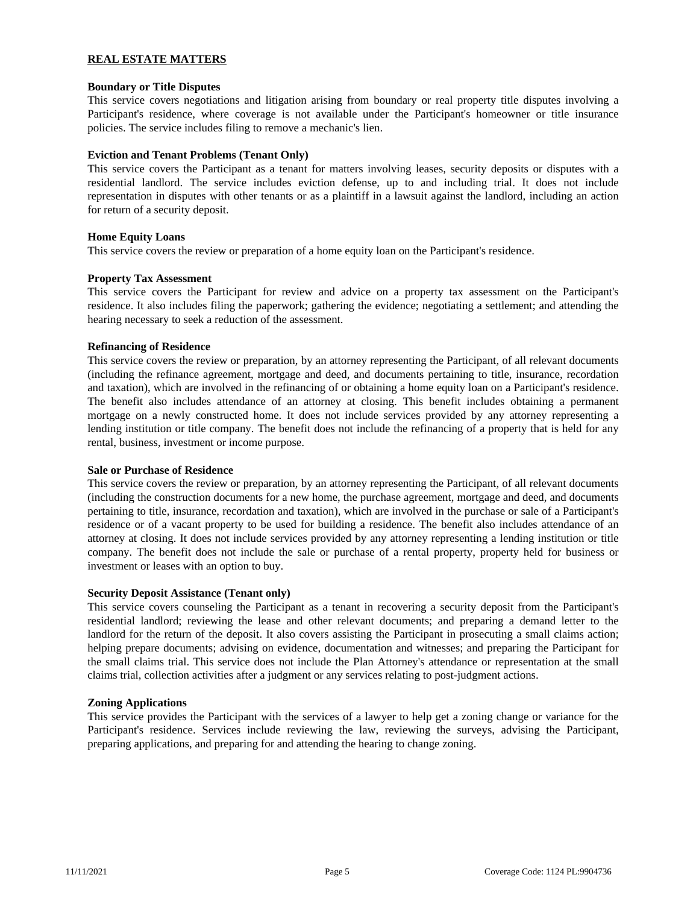## REAL ESTATE MATTERS

### Boundary or Title Disputes

This service covers negotiations and litigation arising from boundary or real property title disputes involving a Participant's residence, where coverage is not available under the Participant's homeowner or title insurance policies. The service includes filing to remove a mechanic's lien.

### Eviction and Tenant Problems (Tenant Only)

This service covers the Participant as a tenant for matters involving leases, security deposits or disputes with a residential landlord. The service includes eviction defense, up to and including trial. It does not include representation in disputes with other tenants or as a plaintiff in a lawsuit against the landlord, including an action for return of a security deposit.

### Home Equity Loans

This service covers the review or preparation of a home equity loan on the Participant's residence.

### Property Tax Assessment

This service covers the Participant for review and advice on a property tax assessment on the Participant's residence. It also includes filing the paperwork; gathering the evidence; negotiating a settlement; and attending the hearing necessary to seek a reduction of the assessment.

### Refinancing of Residence

This service covers the review or preparation, by an attorney representing the Participant, of all relevant documents (including the refinance agreement, mortgage and deed, and documents pertaining to title, insurance, recordation and taxation), which are involved in the refinancing of or obtaining a home equity loan on a Participant's residence. The benefit also includes attendance of an attorney at closing. This benefit includes obtaining a permanent mortgage on a newly constructed home. It does not include services provided by any attorney representing a lending institution or title company. The benefit does not include the refinancing of a property that is held for any rental, business, investment or income purpose.

### Sale or Purchase of Residence

This service covers the review or preparation, by an attorney representing the Participant, of all relevant documents (including the construction documents for a new home, the purchase agreement, mortgage and deed, and documents pertaining to title, insurance, recordation and taxation), which are involved in the purchase or sale of a Participant's residence or of a vacant property to be used for building a residence. The benefit also includes attendance of an attorney at closing. It does not include services provided by any attorney representing a lending institution or title company. The benefit does not include the sale or purchase of a rental property, property held for business or investment or leases with an option to buy.

### Security Deposit Assistance (Tenant only)

This service covers counseling the Participant as a tenant in recovering a security deposit from the Participant's residential landlord; reviewing the lease and other relevant documents; and preparing a demand letter to the landlord for the return of the deposit. It also covers assisting the Participant in prosecuting a small claims action; helping prepare documents; advising on evidence, documentation and witnesses; and preparing the Participant for the small claims trial. This service does not include the Plan Attorney's attendance or representation at the small claims trial, collection activities after a judgment or any services relating to post-judgment actions.

### Zoning Applications

This service provides the Participant with the services of a lawyer to help get a zoning change or variance for the Participant's residence. Services include reviewing the law, reviewing the surveys, advising the Participant, preparing applications, and preparing for and attending the hearing to change zoning.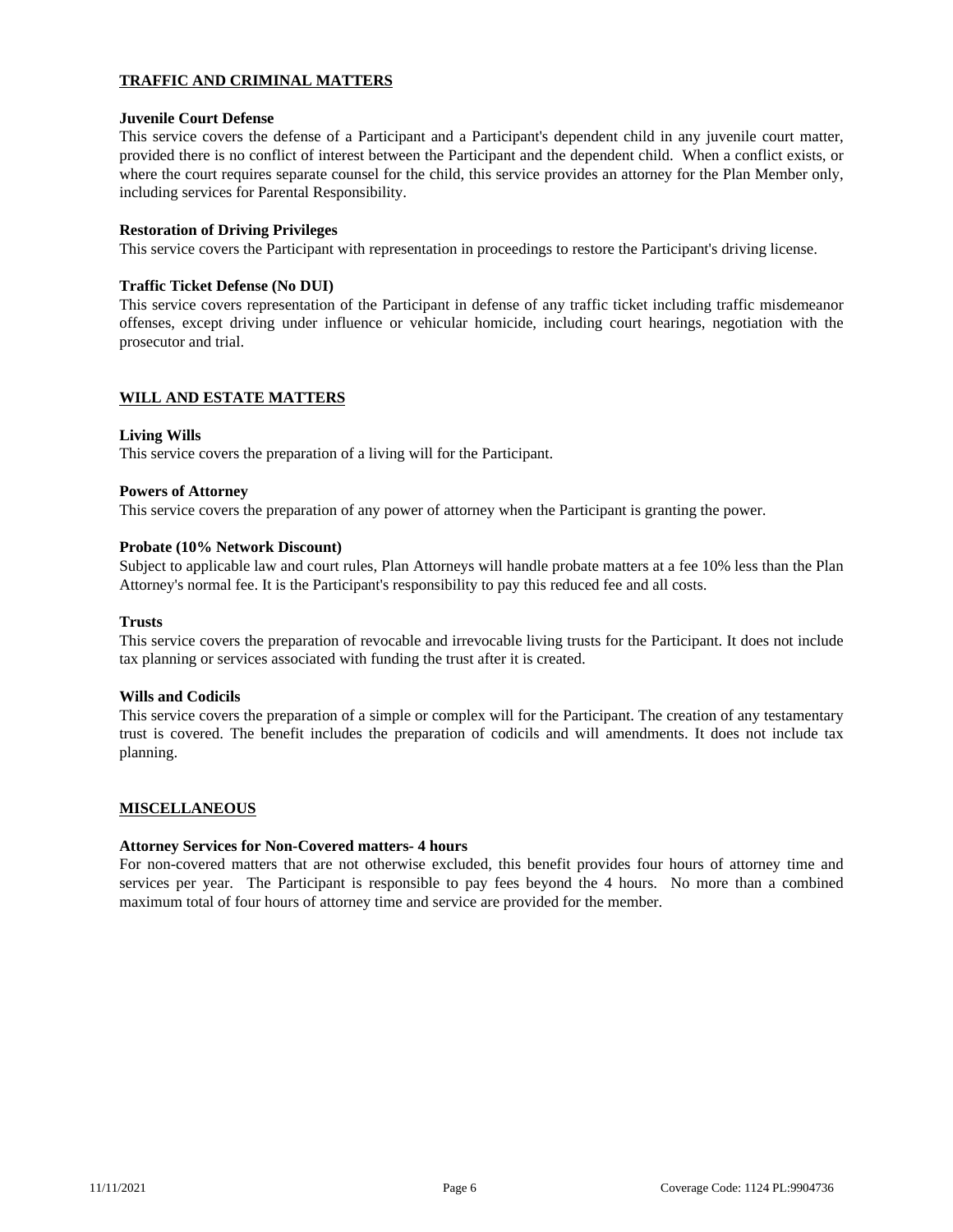## TRAFFIC AND CRIMINAL MATTERS

**Juvenile Court Defense**

This service covers the defense of a Participant and a Participant's dependent child in any juvenile court matter, provided there is no conflict of interest between the Participant and the dependent child. When a conflict exists, or where the court requires separate counsel for the child, this service provides an attorney for the Plan Member only, including services for Parental Responsibility.

**Restoration of Driving Privileges**

This service covers the Participant with representation in proceedings to restore the Participant's driving license.

**Traffic Ticket Defense (No DUI)**

This service covers representation of the Participant in defense of any traffic ticket including traffic misdemeanor offenses, except driving under influence or vehicular homicide, including court hearings, negotiation with the prosecutor and trial.

## WILL AND ESTATE MATTERS

**Living Wills**

This service covers the preparation of a living will for the Participant.

**Powers of Attorney**

This service covers the preparation of any power of attorney when the Participant is granting the power.

**Probate (10% Network Discount)**

Subject to applicable law and court rules, Plan Attorneys will handle probate matters at a fee 10% less than the Plan Attorney's normal fee. It is the Participant's responsibility to pay this reduced fee and all costs.

**Trusts**

This service covers the preparation of revocable and irrevocable living trusts for the Participant. It does not include tax planning or services associated with funding the trust after it is created.

**Wills and Codicils**

This service covers the preparation of a simple or complex will for the Participant. The creation of any testamentary trust is covered. The benefit includes the preparation of codicils and will amendments. It does not include tax planning.

## MISCELLANEOUS

**Attorney Services for Non-Covered matters- 4 hours**

For non-covered matters that are not otherwise excluded, this benefit provides four hours of attorney time and services per year. The Participant is responsible to pay fees beyond the 4 hours. No more than a combined maximum total of four hours of attorney time and service are provided for the member.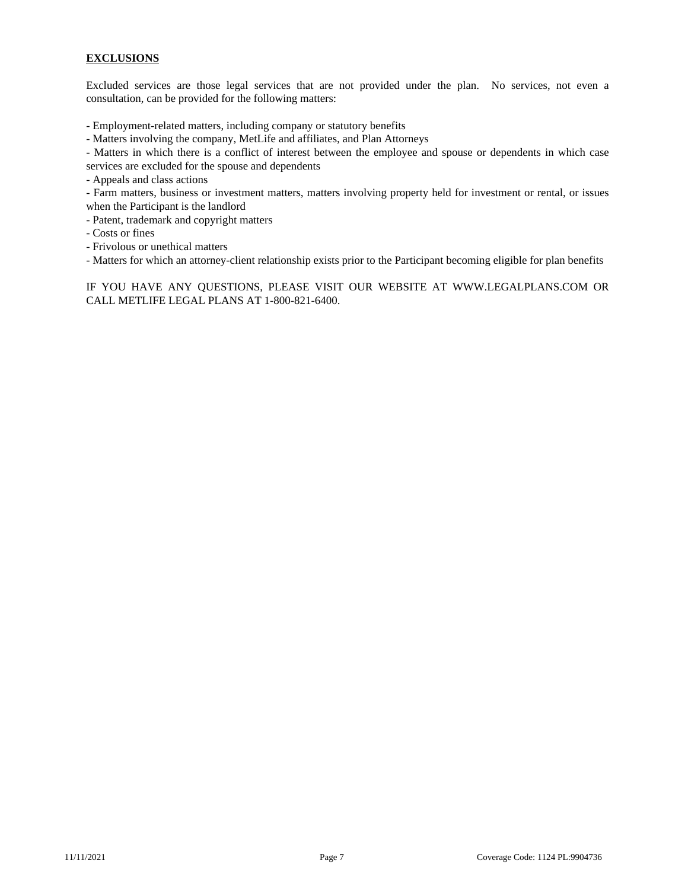**<u>EXCLUSIONS</u>**

Excluded services are those legal services that are not provided under the plan. No services, not even a consultation, can be provided for the following matters:

- Employment-related matters, including company or statutory benefits
- Matters involving the company, MetLife and affiliates, and Plan Attorneys
- Matters in which there is a conflict of interest between the employee and spouse or dependents in which case services are excluded for the spouse and dependents
- Appeals and class actions
- Farm matters, business or investment matters, matters involving property held for investment or rental, or issues when the Participant is the landlord
- Patent, trademark and copyright matters
- Costs or fines
- Frivolous or unethical matters
- Matters for which an attorney-client relationship exists prior to the Participant becoming eligible for plan benefits

IF YOU HAVE ANY QUESTIONS, PLEASE VISIT OUR WEBSITE AT WWW.LEGALPLANS.COM OR CALL METLIFE LEGAL PLANS AT 1-800-821-6400.